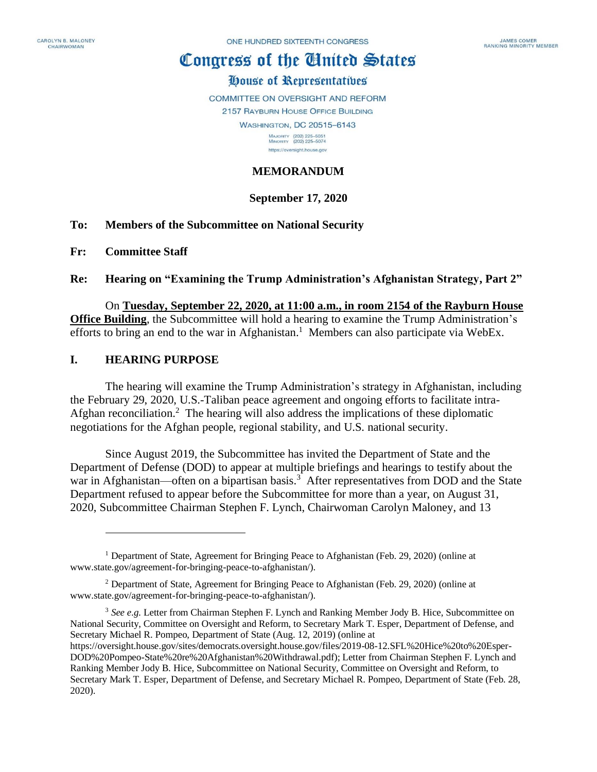CAROLYN B. MALONEY
CHAIRWOMAN

ONE HUNDRED SIXTEENTH CONGRESS

JAMES COMER
RANKING MINORITY MEMBER

# Congress of the United States

## House of Representatives

COMMITTEE ON OVERSIGHT AND REFORM
2157 RAYBURN HOUSE OFFICE BUILDING
WASHINGTON, DC 20515–6143

MAJORITY (202) 225–5051
MINORITY (202) 225–5074
https://oversight.house.gov

**MEMORANDUM**

**September 17, 2020**

**To: Members of the Subcommittee on National Security**

**Fr: Committee Staff**

**Re: Hearing on "Examining the Trump Administration's Afghanistan Strategy, Part 2"**

On **Tuesday, September 22, 2020, at 11:00 a.m., in room 2154 of the Rayburn House Office Building**, the Subcommittee will hold a hearing to examine the Trump Administration's efforts to bring an end to the war in Afghanistan.[1] Members can also participate via WebEx.

## I. HEARING PURPOSE

The hearing will examine the Trump Administration's strategy in Afghanistan, including the February 29, 2020, U.S.-Taliban peace agreement and ongoing efforts to facilitate intra-Afghan reconciliation.[2] The hearing will also address the implications of these diplomatic negotiations for the Afghan people, regional stability, and U.S. national security.

Since August 2019, the Subcommittee has invited the Department of State and the Department of Defense (DOD) to appear at multiple briefings and hearings to testify about the war in Afghanistan—often on a bipartisan basis.[3] After representatives from DOD and the State Department refused to appear before the Subcommittee for more than a year, on August 31, 2020, Subcommittee Chairman Stephen F. Lynch, Chairwoman Carolyn Maloney, and 13

---

[1] Department of State, Agreement for Bringing Peace to Afghanistan (Feb. 29, 2020) (online at www.state.gov/agreement-for-bringing-peace-to-afghanistan/).

[2] Department of State, Agreement for Bringing Peace to Afghanistan (Feb. 29, 2020) (online at www.state.gov/agreement-for-bringing-peace-to-afghanistan/).

[3] *See e.g.* Letter from Chairman Stephen F. Lynch and Ranking Member Jody B. Hice, Subcommittee on National Security, Committee on Oversight and Reform, to Secretary Mark T. Esper, Department of Defense, and Secretary Michael R. Pompeo, Department of State (Aug. 12, 2019) (online at https://oversight.house.gov/sites/democrats.oversight.house.gov/files/2019-08-12.SFL%20Hice%20to%20Esper-DOD%20Pompeo-State%20re%20Afghanistan%20Withdrawal.pdf); Letter from Chairman Stephen F. Lynch and Ranking Member Jody B. Hice, Subcommittee on National Security, Committee on Oversight and Reform, to Secretary Mark T. Esper, Department of Defense, and Secretary Michael R. Pompeo, Department of State (Feb. 28, 2020).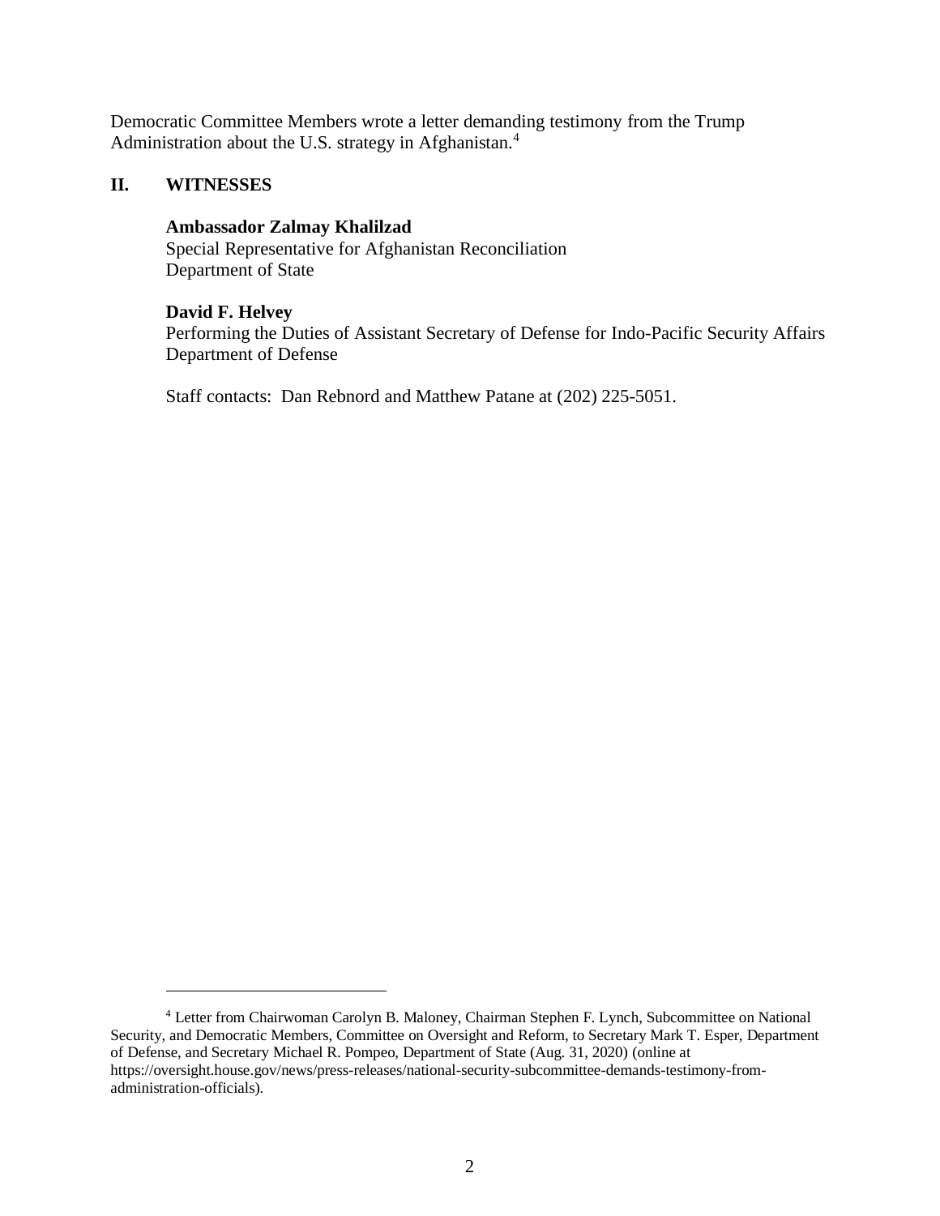Democratic Committee Members wrote a letter demanding testimony from the Trump Administration about the U.S. strategy in Afghanistan.[4]

## II. WITNESSES

**Ambassador Zalmay Khalilzad**
Special Representative for Afghanistan Reconciliation
Department of State

**David F. Helvey**
Performing the Duties of Assistant Secretary of Defense for Indo-Pacific Security Affairs
Department of Defense

Staff contacts: Dan Rebnord and Matthew Patane at (202) 225-5051.

---

[4] Letter from Chairwoman Carolyn B. Maloney, Chairman Stephen F. Lynch, Subcommittee on National Security, and Democratic Members, Committee on Oversight and Reform, to Secretary Mark T. Esper, Department of Defense, and Secretary Michael R. Pompeo, Department of State (Aug. 31, 2020) (online at https://oversight.house.gov/news/press-releases/national-security-subcommittee-demands-testimony-from-administration-officials).